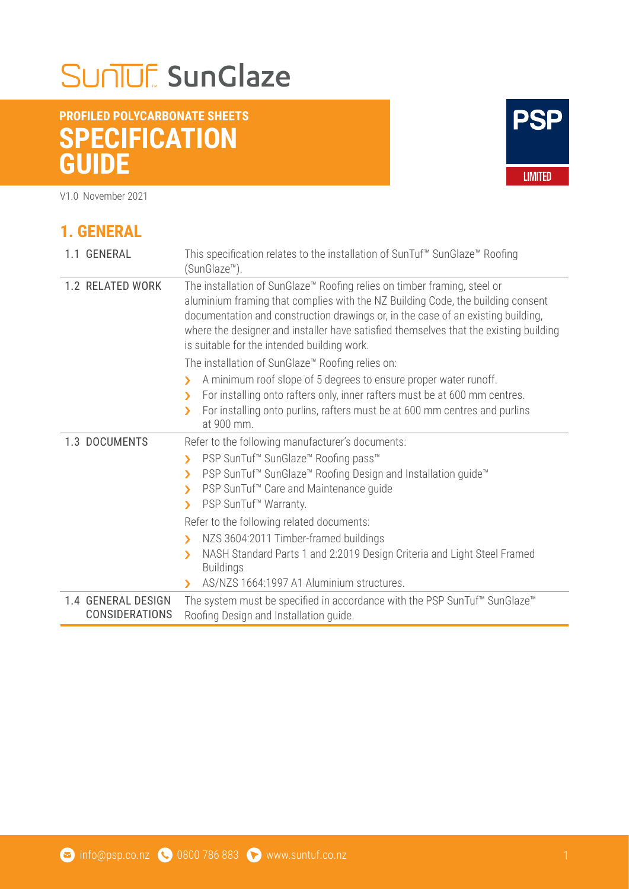# SunTuf SunGlaze

## PROFILED POLYCARBONATE SHEETS
## SPECIFICATION GUIDE

PSP LIMITED

V1.0 November 2021

## 1. GENERAL

| | |
|---|---|
| 1.1 GENERAL | This specification relates to the installation of SunTuf™ SunGlaze™ Roofing (SunGlaze™). |
| 1.2 RELATED WORK | The installation of SunGlaze™ Roofing relies on timber framing, steel or aluminium framing that complies with the NZ Building Code, the building consent documentation and construction drawings or, in the case of an existing building, where the designer and installer have satisfied themselves that the existing building is suitable for the intended building work.<br><br>The installation of SunGlaze™ Roofing relies on:<br>› A minimum roof slope of 5 degrees to ensure proper water runoff.<br>› For installing onto rafters only, inner rafters must be at 600 mm centres.<br>› For installing onto purlins, rafters must be at 600 mm centres and purlins at 900 mm. |
| 1.3 DOCUMENTS | Refer to the following manufacturer's documents:<br>› PSP SunTuf™ SunGlaze™ Roofing pass™<br>› PSP SunTuf™ SunGlaze™ Roofing Design and Installation guide™<br>› PSP SunTuf™ Care and Maintenance guide<br>› PSP SunTuf™ Warranty.<br><br>Refer to the following related documents:<br>› NZS 3604:2011 Timber-framed buildings<br>› NASH Standard Parts 1 and 2:2019 Design Criteria and Light Steel Framed Buildings<br>› AS/NZS 1664:1997 A1 Aluminium structures. |
| 1.4 GENERAL DESIGN CONSIDERATIONS | The system must be specified in accordance with the PSP SunTuf™ SunGlaze™ Roofing Design and Installation guide. |

info@psp.co.nz 0800 786 883 www.suntuf.co.nz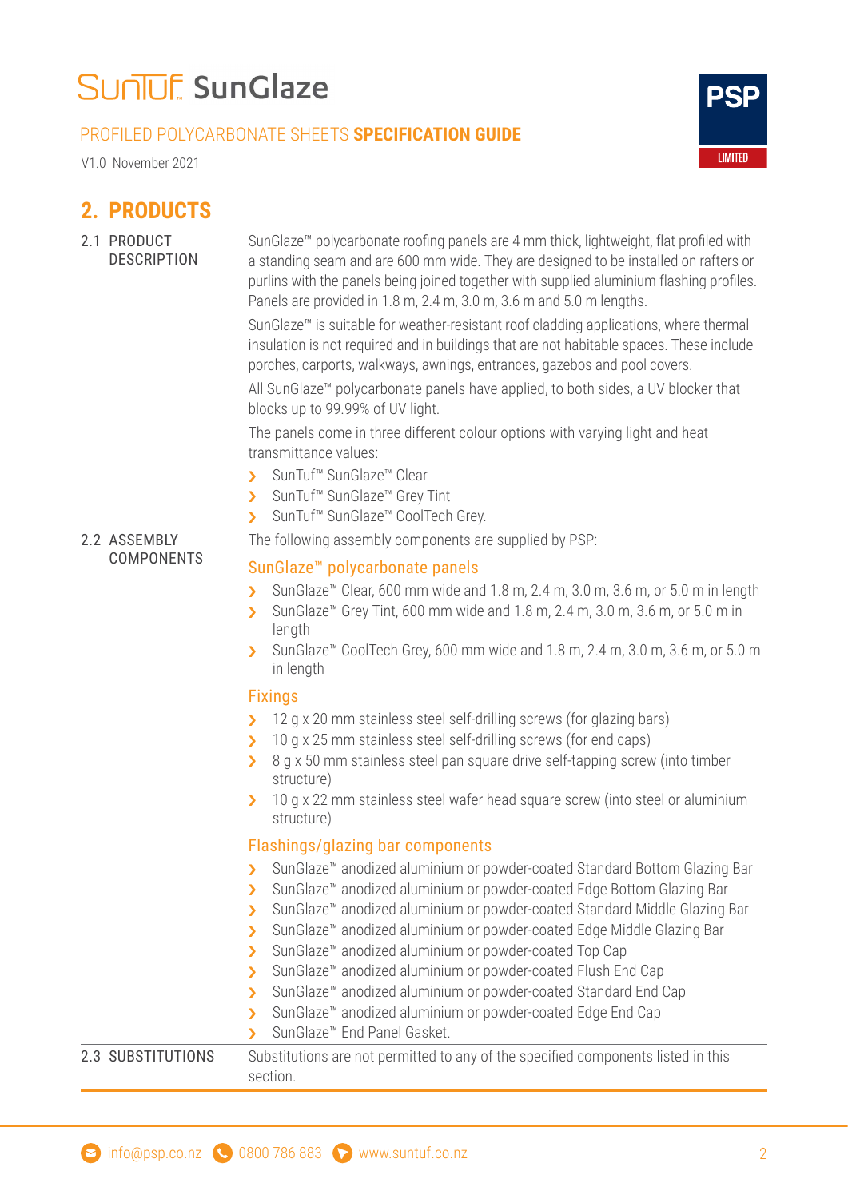## 2. PRODUCTS

### 2.1 PRODUCT DESCRIPTION

SunGlaze™ polycarbonate roofing panels are 4 mm thick, lightweight, flat profiled with a standing seam and are 600 mm wide. They are designed to be installed on rafters or purlins with the panels being joined together with supplied aluminium flashing profiles. Panels are provided in 1.8 m, 2.4 m, 3.0 m, 3.6 m and 5.0 m lengths.

SunGlaze™ is suitable for weather-resistant roof cladding applications, where thermal insulation is not required and in buildings that are not habitable spaces. These include porches, carports, walkways, awnings, entrances, gazebos and pool covers.

All SunGlaze™ polycarbonate panels have applied, to both sides, a UV blocker that blocks up to 99.99% of UV light.

The panels come in three different colour options with varying light and heat transmittance values:

- SunTuf™ SunGlaze™ Clear
- SunTuf™ SunGlaze™ Grey Tint
- SunTuf™ SunGlaze™ CoolTech Grey.

### 2.2 ASSEMBLY COMPONENTS

The following assembly components are supplied by PSP:

#### SunGlaze™ polycarbonate panels

- SunGlaze™ Clear, 600 mm wide and 1.8 m, 2.4 m, 3.0 m, 3.6 m, or 5.0 m in length
- SunGlaze™ Grey Tint, 600 mm wide and 1.8 m, 2.4 m, 3.0 m, 3.6 m, or 5.0 m in length
- SunGlaze™ CoolTech Grey, 600 mm wide and 1.8 m, 2.4 m, 3.0 m, 3.6 m, or 5.0 m in length

#### Fixings

- 12 g x 20 mm stainless steel self-drilling screws (for glazing bars)
- 10 g x 25 mm stainless steel self-drilling screws (for end caps)
- 8 g x 50 mm stainless steel pan square drive self-tapping screw (into timber structure)
- 10 g x 22 mm stainless steel wafer head square screw (into steel or aluminium structure)

#### Flashings/glazing bar components

- SunGlaze™ anodized aluminium or powder-coated Standard Bottom Glazing Bar
- SunGlaze™ anodized aluminium or powder-coated Edge Bottom Glazing Bar
- SunGlaze™ anodized aluminium or powder-coated Standard Middle Glazing Bar
- SunGlaze™ anodized aluminium or powder-coated Edge Middle Glazing Bar
- SunGlaze™ anodized aluminium or powder-coated Top Cap
- SunGlaze™ anodized aluminium or powder-coated Flush End Cap
- SunGlaze™ anodized aluminium or powder-coated Standard End Cap
- SunGlaze™ anodized aluminium or powder-coated Edge End Cap
- SunGlaze™ End Panel Gasket.

### 2.3 SUBSTITUTIONS

Substitutions are not permitted to any of the specified components listed in this section.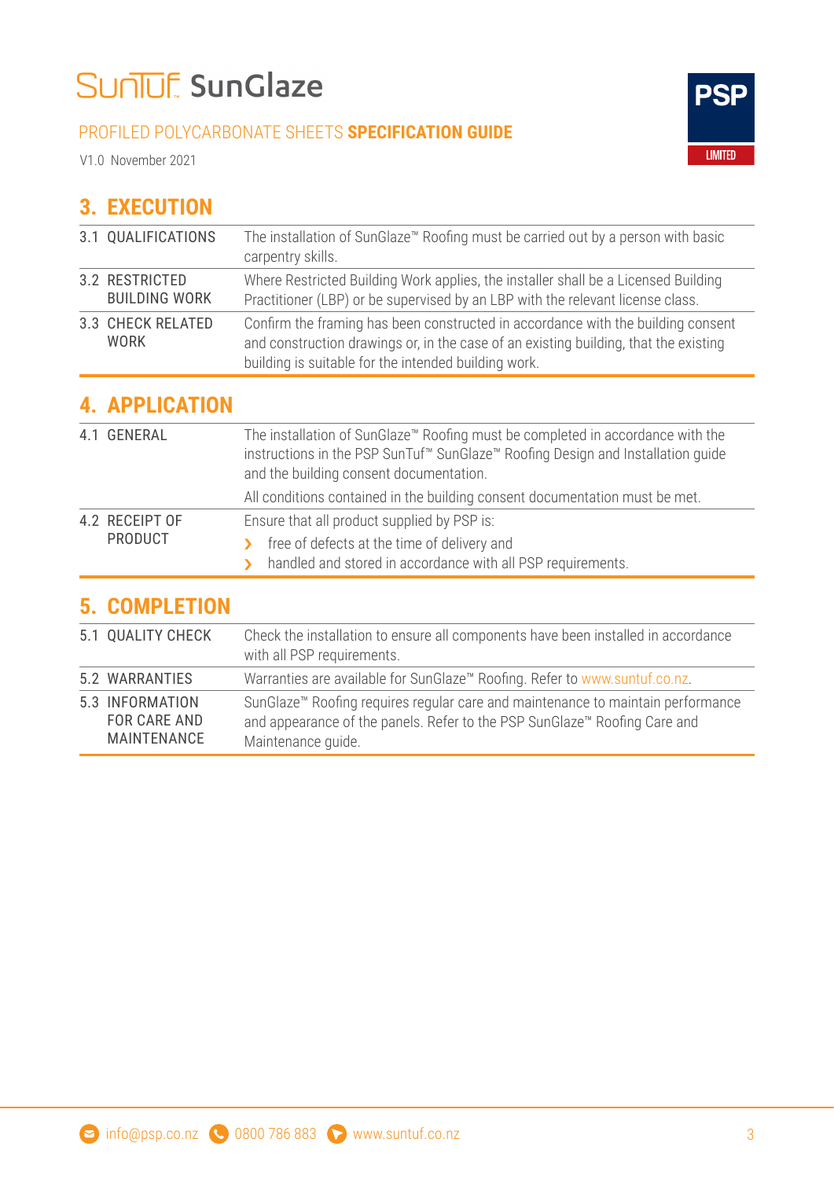## 3. EXECUTION

| | |
|---|---|
| 3.1 QUALIFICATIONS | The installation of SunGlaze™ Roofing must be carried out by a person with basic carpentry skills. |
| 3.2 RESTRICTED BUILDING WORK | Where Restricted Building Work applies, the installer shall be a Licensed Building Practitioner (LBP) or be supervised by an LBP with the relevant license class. |
| 3.3 CHECK RELATED WORK | Confirm the framing has been constructed in accordance with the building consent and construction drawings or, in the case of an existing building, that the existing building is suitable for the intended building work. |

## 4. APPLICATION

| | |
|---|---|
| 4.1 GENERAL | The installation of SunGlaze™ Roofing must be completed in accordance with the instructions in the PSP SunTuf™ SunGlaze™ Roofing Design and Installation guide and the building consent documentation.<br><br>All conditions contained in the building consent documentation must be met. |
| 4.2 RECEIPT OF PRODUCT | Ensure that all product supplied by PSP is:<br>› free of defects at the time of delivery and<br>› handled and stored in accordance with all PSP requirements. |

## 5. COMPLETION

| | |
|---|---|
| 5.1 QUALITY CHECK | Check the installation to ensure all components have been installed in accordance with all PSP requirements. |
| 5.2 WARRANTIES | Warranties are available for SunGlaze™ Roofing. Refer to www.suntuf.co.nz. |
| 5.3 INFORMATION FOR CARE AND MAINTENANCE | SunGlaze™ Roofing requires regular care and maintenance to maintain performance and appearance of the panels. Refer to the PSP SunGlaze™ Roofing Care and Maintenance guide. |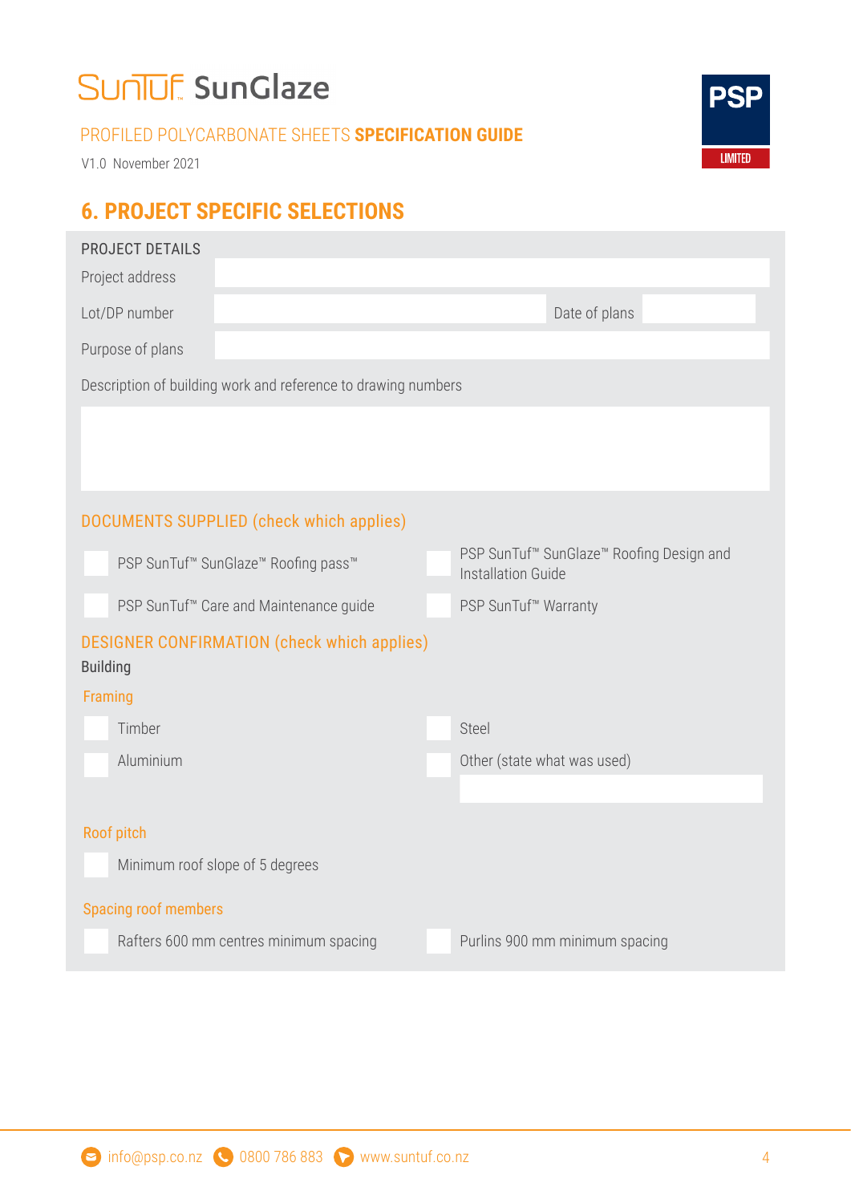# 6. PROJECT SPECIFIC SELECTIONS

**PROJECT DETAILS**

| | | | |
|---|---|---|---|
| Project address | | | |
| Lot/DP number | | Date of plans | |
| Purpose of plans | | | |

Description of building work and reference to drawing numbers

## DOCUMENTS SUPPLIED (check which applies)

- [ ] PSP SunTuf™ SunGlaze™ Roofing pass™
- [ ] PSP SunTuf™ SunGlaze™ Roofing Design and Installation Guide
- [ ] PSP SunTuf™ Care and Maintenance guide
- [ ] PSP SunTuf™ Warranty

## DESIGNER CONFIRMATION (check which applies)

**Building**

### Framing

- [ ] Timber
- [ ] Steel
- [ ] Aluminium
- [ ] Other (state what was used)

### Roof pitch

- [ ] Minimum roof slope of 5 degrees

### Spacing roof members

- [ ] Rafters 600 mm centres minimum spacing
- [ ] Purlins 900 mm minimum spacing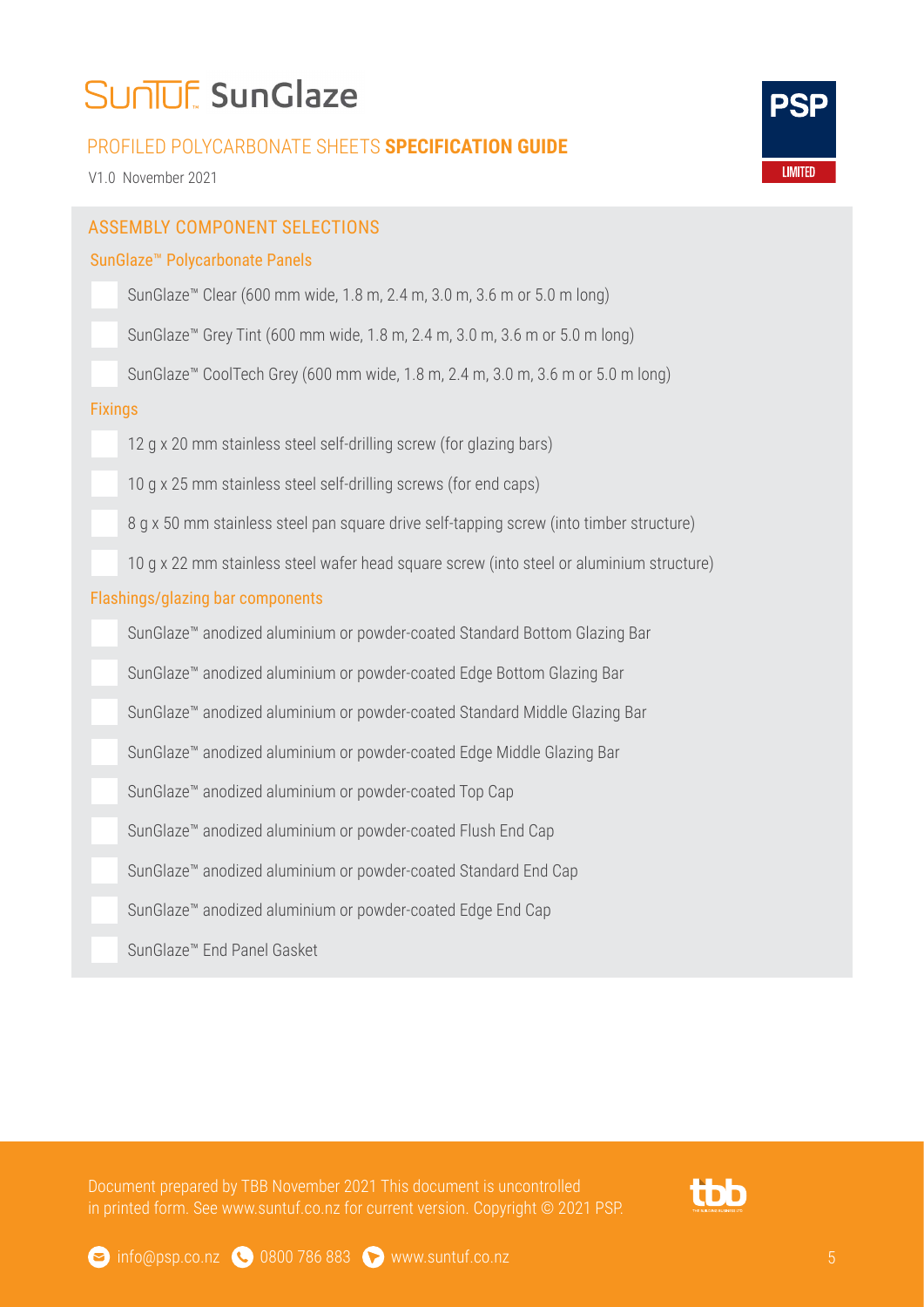# SunTuf SunGlaze

PROFILED POLYCARBONATE SHEETS **SPECIFICATION GUIDE**

V1.0 November 2021

## ASSEMBLY COMPONENT SELECTIONS

### SunGlaze™ Polycarbonate Panels

- [ ] SunGlaze™ Clear (600 mm wide, 1.8 m, 2.4 m, 3.0 m, 3.6 m or 5.0 m long)
- [ ] SunGlaze™ Grey Tint (600 mm wide, 1.8 m, 2.4 m, 3.0 m, 3.6 m or 5.0 m long)
- [ ] SunGlaze™ CoolTech Grey (600 mm wide, 1.8 m, 2.4 m, 3.0 m, 3.6 m or 5.0 m long)

### Fixings

- [ ] 12 g x 20 mm stainless steel self-drilling screw (for glazing bars)
- [ ] 10 g x 25 mm stainless steel self-drilling screws (for end caps)
- [ ] 8 g x 50 mm stainless steel pan square drive self-tapping screw (into timber structure)
- [ ] 10 g x 22 mm stainless steel wafer head square screw (into steel or aluminium structure)

### Flashings/glazing bar components

- [ ] SunGlaze™ anodized aluminium or powder-coated Standard Bottom Glazing Bar
- [ ] SunGlaze™ anodized aluminium or powder-coated Edge Bottom Glazing Bar
- [ ] SunGlaze™ anodized aluminium or powder-coated Standard Middle Glazing Bar
- [ ] SunGlaze™ anodized aluminium or powder-coated Edge Middle Glazing Bar
- [ ] SunGlaze™ anodized aluminium or powder-coated Top Cap
- [ ] SunGlaze™ anodized aluminium or powder-coated Flush End Cap
- [ ] SunGlaze™ anodized aluminium or powder-coated Standard End Cap
- [ ] SunGlaze™ anodized aluminium or powder-coated Edge End Cap
- [ ] SunGlaze™ End Panel Gasket

Document prepared by TBB November 2021 This document is uncontrolled in printed form. See www.suntuf.co.nz for current version. Copyright © 2021 PSP.

info@psp.co.nz 0800 786 883 www.suntuf.co.nz